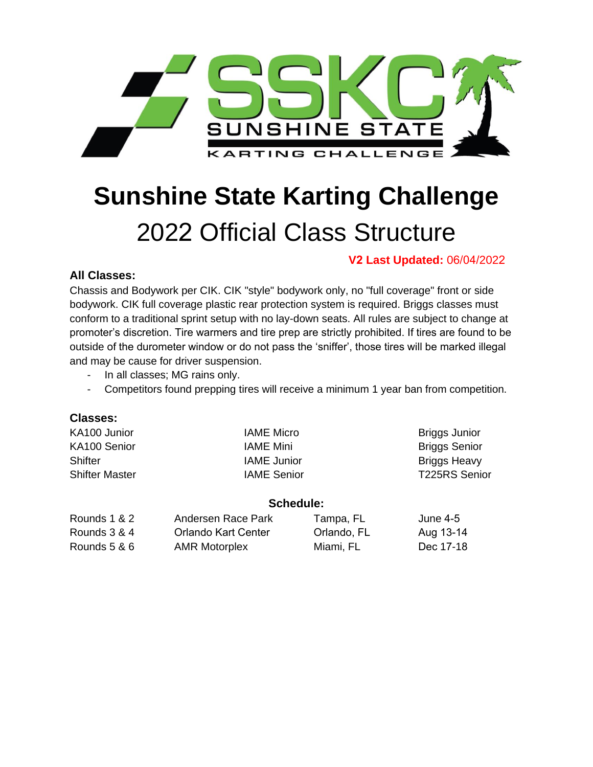# Sunshine State Karting Challenge

## 2022 Official Class Structure

**V2 Last Updated:** 06/04/2022

### All Classes:

Chassis and Bodywork per CIK. CIK "style" bodywork only, no "full coverage" front or side bodywork. CIK full coverage plastic rear protection system is required. Briggs classes must conform to a traditional sprint setup with no lay-down seats. All rules are subject to change at promoter's discretion. Tire warmers and tire prep are strictly prohibited. If tires are found to be outside of the durometer window or do not pass the 'sniffer', those tires will be marked illegal and may be cause for driver suspension.

- In all classes; MG rains only.
- Competitors found prepping tires will receive a minimum 1 year ban from competition.

### Classes:

| | | |
|---|---|---|
| KA100 Junior | IAME Micro | Briggs Junior |
| KA100 Senior | IAME Mini | Briggs Senior |
| Shifter | IAME Junior | Briggs Heavy |
| Shifter Master | IAME Senior | T225RS Senior |

### Schedule:

| | | | |
|---|---|---|---|
| Rounds 1 & 2 | Andersen Race Park | Tampa, FL | June 4-5 |
| Rounds 3 & 4 | Orlando Kart Center | Orlando, FL | Aug 13-14 |
| Rounds 5 & 6 | AMR Motorplex | Miami, FL | Dec 17-18 |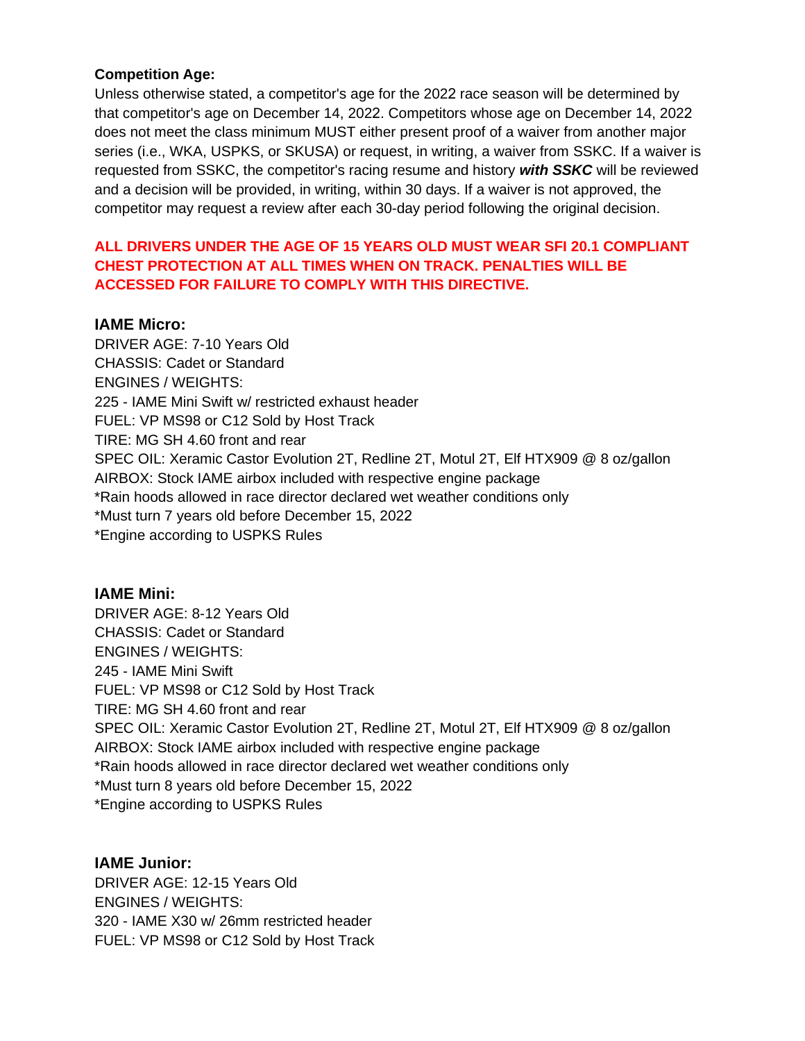**Competition Age:**
Unless otherwise stated, a competitor's age for the 2022 race season will be determined by that competitor's age on December 14, 2022. Competitors whose age on December 14, 2022 does not meet the class minimum MUST either present proof of a waiver from another major series (i.e., WKA, USPKS, or SKUSA) or request, in writing, a waiver from SSKC. If a waiver is requested from SSKC, the competitor's racing resume and history ***with SSKC*** will be reviewed and a decision will be provided, in writing, within 30 days. If a waiver is not approved, the competitor may request a review after each 30-day period following the original decision.

**ALL DRIVERS UNDER THE AGE OF 15 YEARS OLD MUST WEAR SFI 20.1 COMPLIANT CHEST PROTECTION AT ALL TIMES WHEN ON TRACK. PENALTIES WILL BE ACCESSED FOR FAILURE TO COMPLY WITH THIS DIRECTIVE.**

### IAME Micro:

DRIVER AGE: 7-10 Years Old
CHASSIS: Cadet or Standard
ENGINES / WEIGHTS:
225 - IAME Mini Swift w/ restricted exhaust header
FUEL: VP MS98 or C12 Sold by Host Track
TIRE: MG SH 4.60 front and rear
SPEC OIL: Xeramic Castor Evolution 2T, Redline 2T, Motul 2T, Elf HTX909 @ 8 oz/gallon
AIRBOX: Stock IAME airbox included with respective engine package
*Rain hoods allowed in race director declared wet weather conditions only
*Must turn 7 years old before December 15, 2022
*Engine according to USPKS Rules

### IAME Mini:

DRIVER AGE: 8-12 Years Old
CHASSIS: Cadet or Standard
ENGINES / WEIGHTS:
245 - IAME Mini Swift
FUEL: VP MS98 or C12 Sold by Host Track
TIRE: MG SH 4.60 front and rear
SPEC OIL: Xeramic Castor Evolution 2T, Redline 2T, Motul 2T, Elf HTX909 @ 8 oz/gallon
AIRBOX: Stock IAME airbox included with respective engine package
*Rain hoods allowed in race director declared wet weather conditions only
*Must turn 8 years old before December 15, 2022
*Engine according to USPKS Rules

### IAME Junior:

DRIVER AGE: 12-15 Years Old
ENGINES / WEIGHTS:
320 - IAME X30 w/ 26mm restricted header
FUEL: VP MS98 or C12 Sold by Host Track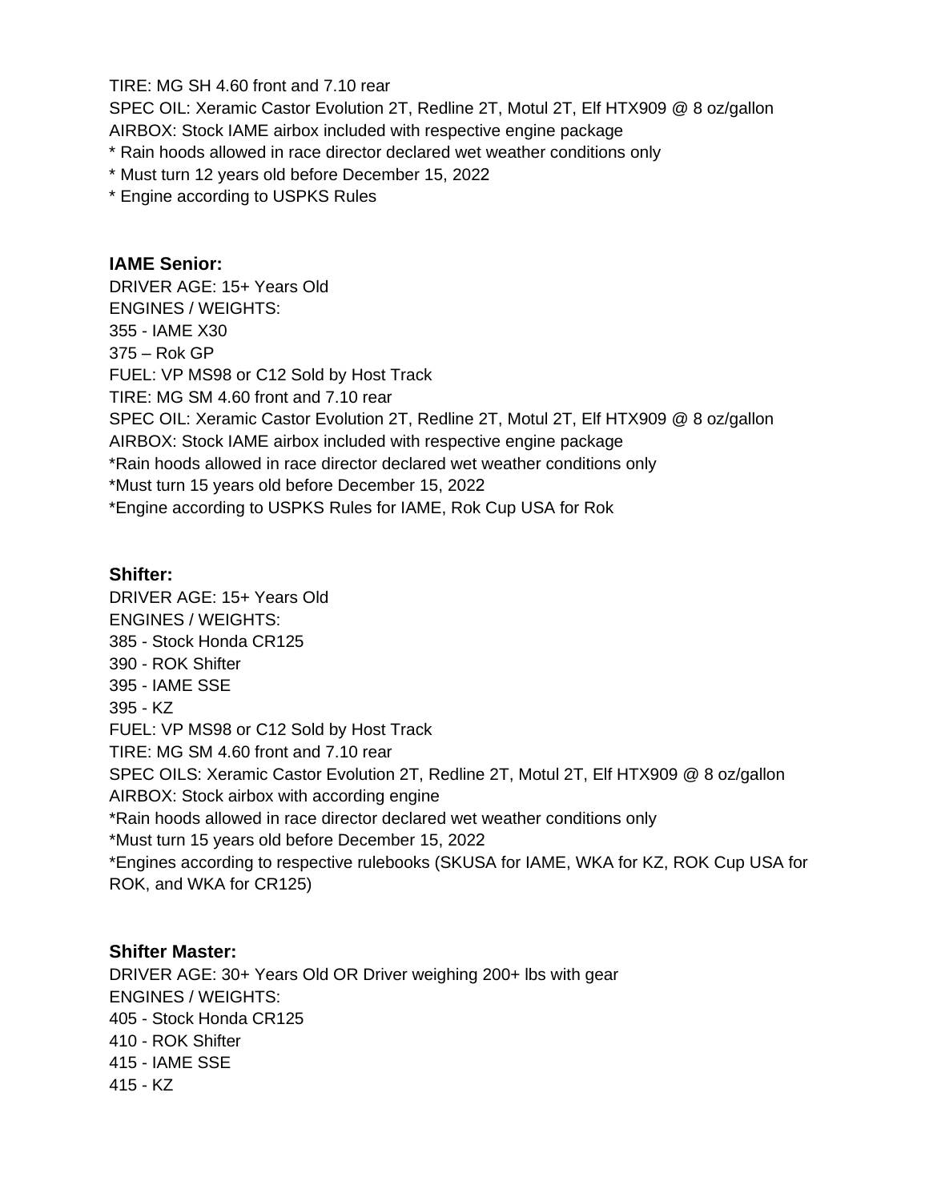TIRE: MG SH 4.60 front and 7.10 rear
SPEC OIL: Xeramic Castor Evolution 2T, Redline 2T, Motul 2T, Elf HTX909 @ 8 oz/gallon
AIRBOX: Stock IAME airbox included with respective engine package
* Rain hoods allowed in race director declared wet weather conditions only
* Must turn 12 years old before December 15, 2022
* Engine according to USPKS Rules

### IAME Senior:

DRIVER AGE: 15+ Years Old
ENGINES / WEIGHTS:
355 - IAME X30
375 – Rok GP
FUEL: VP MS98 or C12 Sold by Host Track
TIRE: MG SM 4.60 front and 7.10 rear
SPEC OIL: Xeramic Castor Evolution 2T, Redline 2T, Motul 2T, Elf HTX909 @ 8 oz/gallon
AIRBOX: Stock IAME airbox included with respective engine package
*Rain hoods allowed in race director declared wet weather conditions only
*Must turn 15 years old before December 15, 2022
*Engine according to USPKS Rules for IAME, Rok Cup USA for Rok

### Shifter:

DRIVER AGE: 15+ Years Old
ENGINES / WEIGHTS:
385 - Stock Honda CR125
390 - ROK Shifter
395 - IAME SSE
395 - KZ
FUEL: VP MS98 or C12 Sold by Host Track
TIRE: MG SM 4.60 front and 7.10 rear
SPEC OILS: Xeramic Castor Evolution 2T, Redline 2T, Motul 2T, Elf HTX909 @ 8 oz/gallon
AIRBOX: Stock airbox with according engine
*Rain hoods allowed in race director declared wet weather conditions only
*Must turn 15 years old before December 15, 2022
*Engines according to respective rulebooks (SKUSA for IAME, WKA for KZ, ROK Cup USA for ROK, and WKA for CR125)

### Shifter Master:

DRIVER AGE: 30+ Years Old OR Driver weighing 200+ lbs with gear
ENGINES / WEIGHTS:
405 - Stock Honda CR125
410 - ROK Shifter
415 - IAME SSE
415 - KZ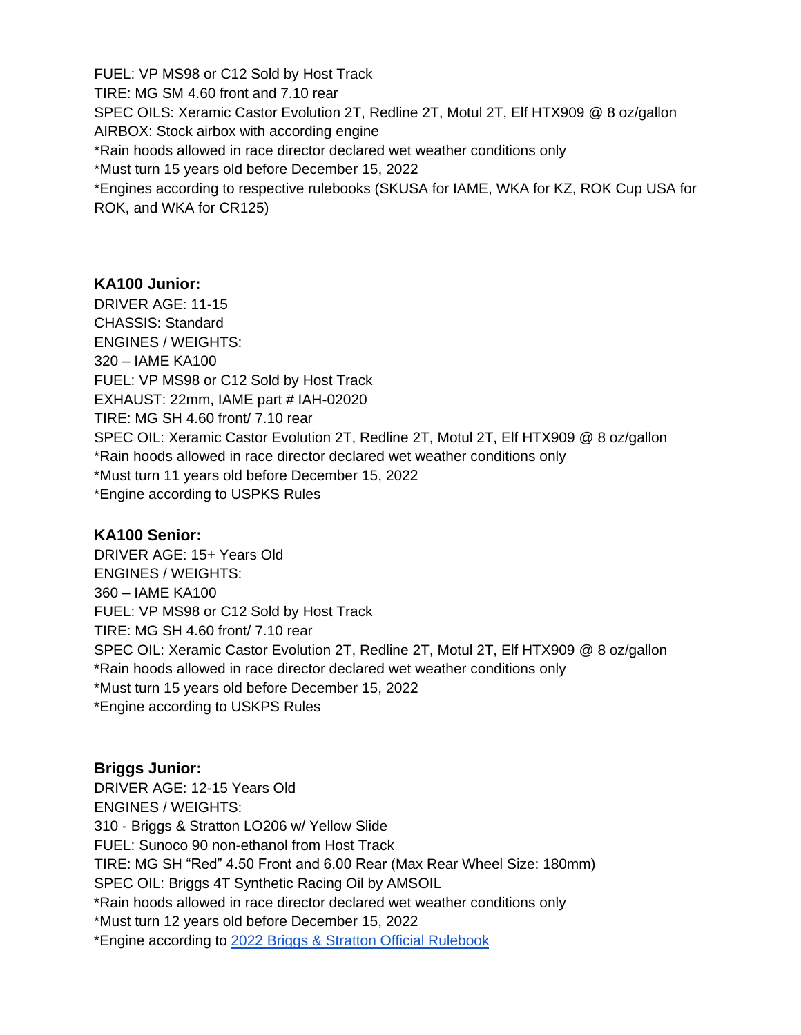FUEL: VP MS98 or C12 Sold by Host Track
TIRE: MG SM 4.60 front and 7.10 rear
SPEC OILS: Xeramic Castor Evolution 2T, Redline 2T, Motul 2T, Elf HTX909 @ 8 oz/gallon
AIRBOX: Stock airbox with according engine
*Rain hoods allowed in race director declared wet weather conditions only
*Must turn 15 years old before December 15, 2022
*Engines according to respective rulebooks (SKUSA for IAME, WKA for KZ, ROK Cup USA for ROK, and WKA for CR125)

### KA100 Junior:

DRIVER AGE: 11-15
CHASSIS: Standard
ENGINES / WEIGHTS:
320 – IAME KA100
FUEL: VP MS98 or C12 Sold by Host Track
EXHAUST: 22mm, IAME part # IAH-02020
TIRE: MG SH 4.60 front/ 7.10 rear
SPEC OIL: Xeramic Castor Evolution 2T, Redline 2T, Motul 2T, Elf HTX909 @ 8 oz/gallon
*Rain hoods allowed in race director declared wet weather conditions only
*Must turn 11 years old before December 15, 2022
*Engine according to USPKS Rules

### KA100 Senior:

DRIVER AGE: 15+ Years Old
ENGINES / WEIGHTS:
360 – IAME KA100
FUEL: VP MS98 or C12 Sold by Host Track
TIRE: MG SH 4.60 front/ 7.10 rear
SPEC OIL: Xeramic Castor Evolution 2T, Redline 2T, Motul 2T, Elf HTX909 @ 8 oz/gallon
*Rain hoods allowed in race director declared wet weather conditions only
*Must turn 15 years old before December 15, 2022
*Engine according to USKPS Rules

### Briggs Junior:

DRIVER AGE: 12-15 Years Old
ENGINES / WEIGHTS:
310 - Briggs & Stratton LO206 w/ Yellow Slide
FUEL: Sunoco 90 non-ethanol from Host Track
TIRE: MG SH “Red” 4.50 Front and 6.00 Rear (Max Rear Wheel Size: 180mm)
SPEC OIL: Briggs 4T Synthetic Racing Oil by AMSOIL
*Rain hoods allowed in race director declared wet weather conditions only
*Must turn 12 years old before December 15, 2022
*Engine according to 2022 Briggs & Stratton Official Rulebook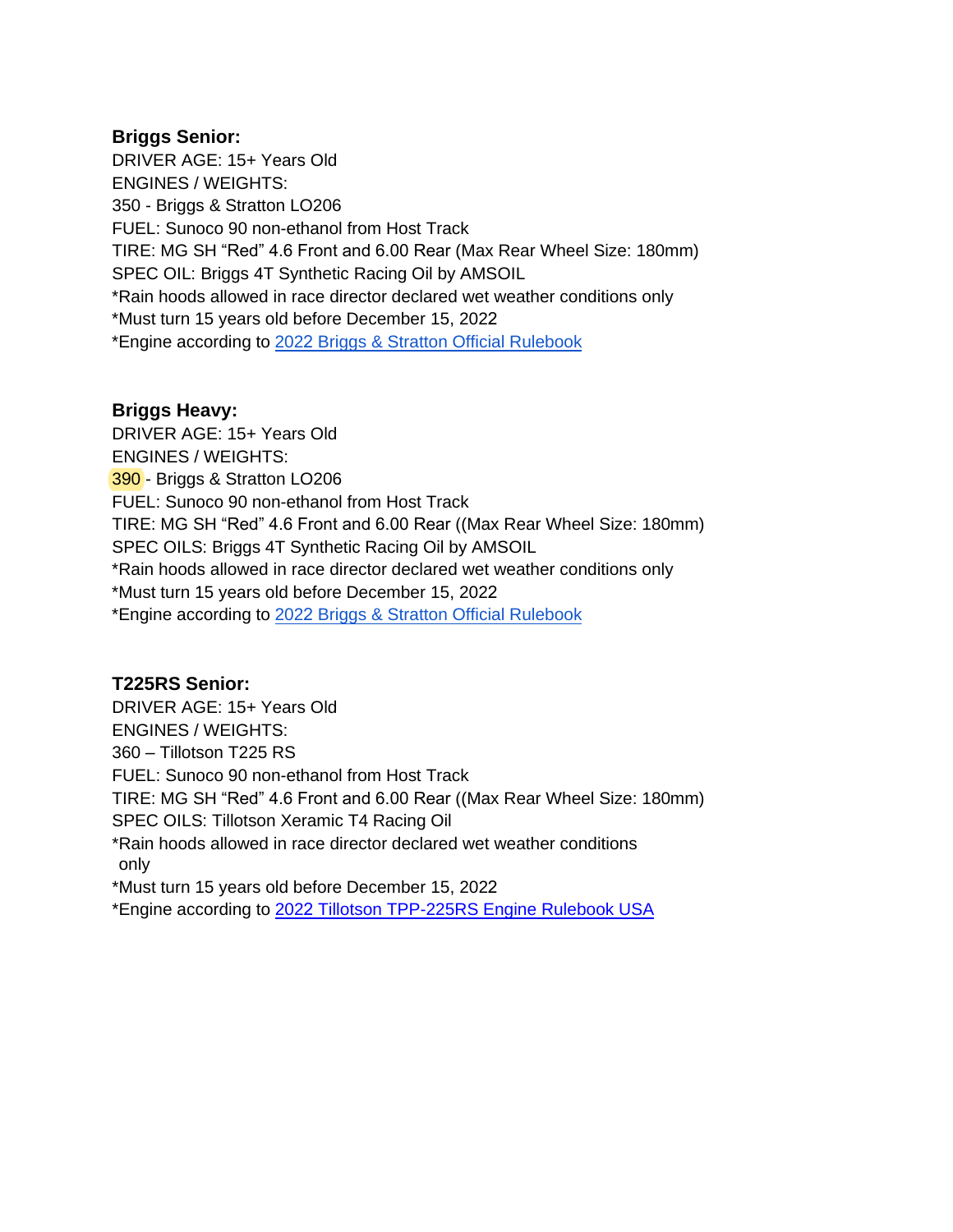**Briggs Senior:**

DRIVER AGE: 15+ Years Old
ENGINES / WEIGHTS:
350 - Briggs & Stratton LO206
FUEL: Sunoco 90 non-ethanol from Host Track
TIRE: MG SH “Red” 4.6 Front and 6.00 Rear (Max Rear Wheel Size: 180mm)
SPEC OIL: Briggs 4T Synthetic Racing Oil by AMSOIL
*Rain hoods allowed in race director declared wet weather conditions only
*Must turn 15 years old before December 15, 2022
*Engine according to 2022 Briggs & Stratton Official Rulebook

**Briggs Heavy:**

DRIVER AGE: 15+ Years Old
ENGINES / WEIGHTS:
390 - Briggs & Stratton LO206
FUEL: Sunoco 90 non-ethanol from Host Track
TIRE: MG SH “Red” 4.6 Front and 6.00 Rear ((Max Rear Wheel Size: 180mm)
SPEC OILS: Briggs 4T Synthetic Racing Oil by AMSOIL
*Rain hoods allowed in race director declared wet weather conditions only
*Must turn 15 years old before December 15, 2022
*Engine according to 2022 Briggs & Stratton Official Rulebook

**T225RS Senior:**

DRIVER AGE: 15+ Years Old
ENGINES / WEIGHTS:
360 – Tillotson T225 RS
FUEL: Sunoco 90 non-ethanol from Host Track
TIRE: MG SH “Red” 4.6 Front and 6.00 Rear ((Max Rear Wheel Size: 180mm)
SPEC OILS: Tillotson Xeramic T4 Racing Oil
*Rain hoods allowed in race director declared wet weather conditions only
*Must turn 15 years old before December 15, 2022
*Engine according to 2022 Tillotson TPP-225RS Engine Rulebook USA